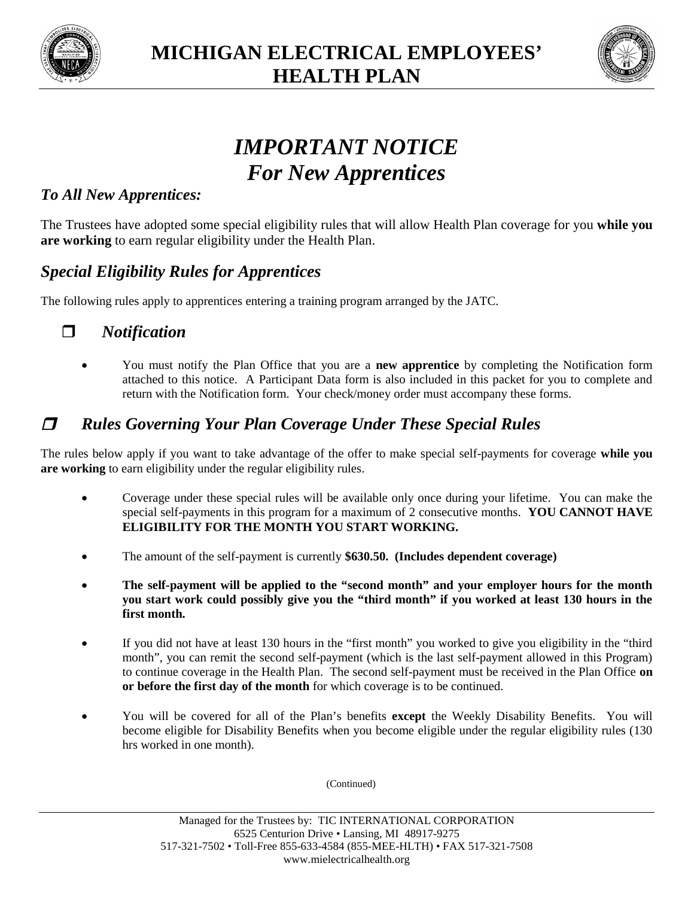# MICHIGAN ELECTRICAL EMPLOYEES' HEALTH PLAN

## *IMPORTANT NOTICE*
## *For New Apprentices*

### *To All New Apprentices:*

The Trustees have adopted some special eligibility rules that will allow Health Plan coverage for you **while you are working** to earn regular eligibility under the Health Plan.

### *Special Eligibility Rules for Apprentices*

The following rules apply to apprentices entering a training program arranged by the JATC.

### ❒ *Notification*

- You must notify the Plan Office that you are a **new apprentice** by completing the Notification form attached to this notice. A Participant Data form is also included in this packet for you to complete and return with the Notification form. Your check/money order must accompany these forms.

### ❒ *Rules Governing Your Plan Coverage Under These Special Rules*

The rules below apply if you want to take advantage of the offer to make special self-payments for coverage **while you are working** to earn eligibility under the regular eligibility rules.

- Coverage under these special rules will be available only once during your lifetime. You can make the special self-payments in this program for a maximum of 2 consecutive months. **YOU CANNOT HAVE ELIGIBILITY FOR THE MONTH YOU START WORKING.**

- The amount of the self-payment is currently **$630.50. (Includes dependent coverage)**

- **The self-payment will be applied to the "second month" and your employer hours for the month you start work could possibly give you the "third month" if you worked at least 130 hours in the first month.**

- If you did not have at least 130 hours in the "first month" you worked to give you eligibility in the "third month", you can remit the second self-payment (which is the last self-payment allowed in this Program) to continue coverage in the Health Plan. The second self-payment must be received in the Plan Office **on or before the first day of the month** for which coverage is to be continued.

- You will be covered for all of the Plan's benefits **except** the Weekly Disability Benefits. You will become eligible for Disability Benefits when you become eligible under the regular eligibility rules (130 hrs worked in one month).

(Continued)

Managed for the Trustees by: TIC INTERNATIONAL CORPORATION
6525 Centurion Drive • Lansing, MI 48917-9275
517-321-7502 • Toll-Free 855-633-4584 (855-MEE-HLTH) • FAX 517-321-7508
www.mielectricalhealth.org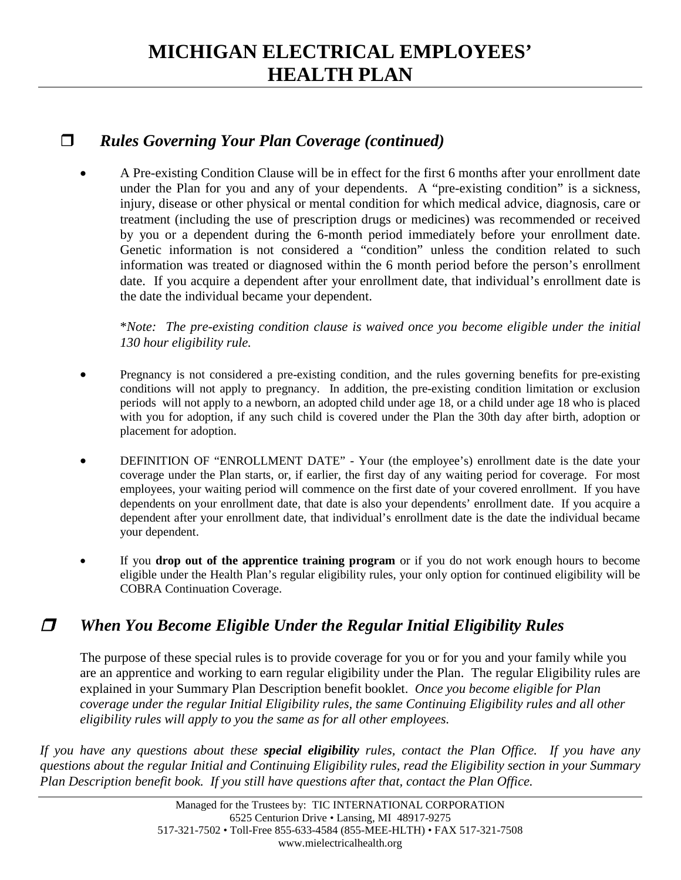# MICHIGAN ELECTRICAL EMPLOYEES' HEALTH PLAN

## ❒ *Rules Governing Your Plan Coverage (continued)*

- A Pre-existing Condition Clause will be in effect for the first 6 months after your enrollment date under the Plan for you and any of your dependents. A "pre-existing condition" is a sickness, injury, disease or other physical or mental condition for which medical advice, diagnosis, care or treatment (including the use of prescription drugs or medicines) was recommended or received by you or a dependent during the 6-month period immediately before your enrollment date. Genetic information is not considered a "condition" unless the condition related to such information was treated or diagnosed within the 6 month period before the person's enrollment date. If you acquire a dependent after your enrollment date, that individual's enrollment date is the date the individual became your dependent.

  *\*Note: The pre-existing condition clause is waived once you become eligible under the initial 130 hour eligibility rule.*

- Pregnancy is not considered a pre-existing condition, and the rules governing benefits for pre-existing conditions will not apply to pregnancy. In addition, the pre-existing condition limitation or exclusion periods will not apply to a newborn, an adopted child under age 18, or a child under age 18 who is placed with you for adoption, if any such child is covered under the Plan the 30th day after birth, adoption or placement for adoption.

- DEFINITION OF "ENROLLMENT DATE" - Your (the employee's) enrollment date is the date your coverage under the Plan starts, or, if earlier, the first day of any waiting period for coverage. For most employees, your waiting period will commence on the first date of your covered enrollment. If you have dependents on your enrollment date, that date is also your dependents' enrollment date. If you acquire a dependent after your enrollment date, that individual's enrollment date is the date the individual became your dependent.

- If you **drop out of the apprentice training program** or if you do not work enough hours to become eligible under the Health Plan's regular eligibility rules, your only option for continued eligibility will be COBRA Continuation Coverage.

## ❒ *When You Become Eligible Under the Regular Initial Eligibility Rules*

The purpose of these special rules is to provide coverage for you or for you and your family while you are an apprentice and working to earn regular eligibility under the Plan. The regular Eligibility rules are explained in your Summary Plan Description benefit booklet. *Once you become eligible for Plan coverage under the regular Initial Eligibility rules, the same Continuing Eligibility rules and all other eligibility rules will apply to you the same as for all other employees.*

*If you have any questions about these **special eligibility** rules, contact the Plan Office. If you have any questions about the regular Initial and Continuing Eligibility rules, read the Eligibility section in your Summary Plan Description benefit book. If you still have questions after that, contact the Plan Office.*

Managed for the Trustees by: TIC INTERNATIONAL CORPORATION
6525 Centurion Drive • Lansing, MI 48917-9275
517-321-7502 • Toll-Free 855-633-4584 (855-MEE-HLTH) • FAX 517-321-7508
www.mielectricalhealth.org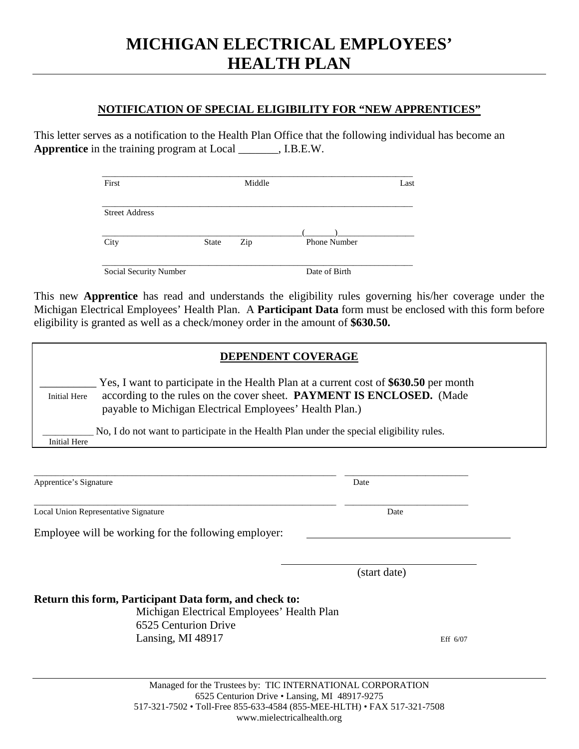# MICHIGAN ELECTRICAL EMPLOYEES' HEALTH PLAN

## NOTIFICATION OF SPECIAL ELIGIBILITY FOR "NEW APPRENTICES"

This letter serves as a notification to the Health Plan Office that the following individual has become an **Apprentice** in the training program at Local _______, I.B.E.W.

_______________________________________________________________
First                                        Middle                                        Last

_______________________________________________________________
Street Address

______________________________________________(_______)_________________
City                    State        Zip                    Phone Number

_______________________________________________________________
Social Security Number                                        Date of Birth

This new **Apprentice** has read and understands the eligibility rules governing his/her coverage under the Michigan Electrical Employees' Health Plan. A **Participant Data** form must be enclosed with this form before eligibility is granted as well as a check/money order in the amount of **$630.50.**

### DEPENDENT COVERAGE

__________ Yes, I want to participate in the Health Plan at a current cost of **$630.50** per month according to the rules on the cover sheet. **PAYMENT IS ENCLOSED.** (Made payable to Michigan Electrical Employees' Health Plan.)
Initial Here

__________ No, I do not want to participate in the Health Plan under the special eligibility rules.
Initial Here

_______________________________________________________________ __________________________
Apprentice's Signature                                        Date

_______________________________________________________________ __________________________
Local Union Representative Signature                                        Date

Employee will be working for the following employer: ______________________________________

______________________________________
(start date)

**Return this form, Participant Data form, and check to:**

Michigan Electrical Employees' Health Plan
6525 Centurion Drive
Lansing, MI 48917

Eff 6/07

Managed for the Trustees by: TIC INTERNATIONAL CORPORATION
6525 Centurion Drive • Lansing, MI 48917-9275
517-321-7502 • Toll-Free 855-633-4584 (855-MEE-HLTH) • FAX 517-321-7508
www.mielectricalhealth.org